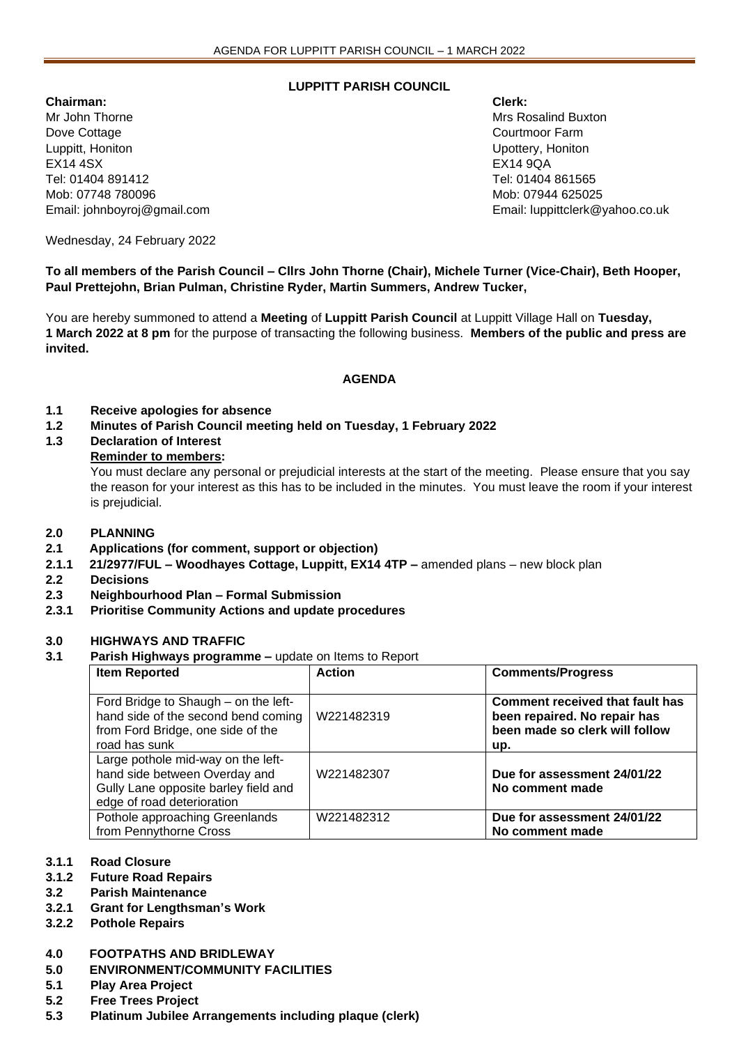**LUPPITT PARISH COUNCIL**

**Chairman:**
Mr John Thorne
Dove Cottage
Luppitt, Honiton
EX14 4SX
Tel: 01404 891412
Mob: 07748 780096
Email: johnboyroj@gmail.com

**Clerk:**
Mrs Rosalind Buxton
Courtmoor Farm
Upottery, Honiton
EX14 9QA
Tel: 01404 861565
Mob: 07944 625025
Email: luppittclerk@yahoo.co.uk

Wednesday, 24 February 2022

**To all members of the Parish Council – Cllrs John Thorne (Chair), Michele Turner (Vice-Chair), Beth Hooper, Paul Prettejohn, Brian Pulman, Christine Ryder, Martin Summers, Andrew Tucker,**

You are hereby summoned to attend a **Meeting** of **Luppitt Parish Council** at Luppitt Village Hall on **Tuesday, 1 March 2022 at 8 pm** for the purpose of transacting the following business. **Members of the public and press are invited.**

**AGENDA**

**1.1 Receive apologies for absence**

**1.2 Minutes of Parish Council meeting held on Tuesday, 1 February 2022**

**1.3 Declaration of Interest**

**Reminder to members:**

You must declare any personal or prejudicial interests at the start of the meeting. Please ensure that you say the reason for your interest as this has to be included in the minutes. You must leave the room if your interest is prejudicial.

**2.0 PLANNING**

**2.1 Applications (for comment, support or objection)**

**2.1.1 21/2977/FUL – Woodhayes Cottage, Luppitt, EX14 4TP –** amended plans – new block plan

**2.2 Decisions**

**2.3 Neighbourhood Plan – Formal Submission**

**2.3.1 Prioritise Community Actions and update procedures**

**3.0 HIGHWAYS AND TRAFFIC**

**3.1 Parish Highways programme –** update on Items to Report

| **Item Reported** | **Action** | **Comments/Progress** |
|---|---|---|
| Ford Bridge to Shaugh – on the left-hand side of the second bend coming from Ford Bridge, one side of the road has sunk | W221482319 | **Comment received that fault has been repaired. No repair has been made so clerk will follow up.** |
| Large pothole mid-way on the left-hand side between Overday and Gully Lane opposite barley field and edge of road deterioration | W221482307 | **Due for assessment 24/01/22 No comment made** |
| Pothole approaching Greenlands from Pennythorne Cross | W221482312 | **Due for assessment 24/01/22 No comment made** |

**3.1.1 Road Closure**

**3.1.2 Future Road Repairs**

**3.2 Parish Maintenance**

**3.2.1 Grant for Lengthsman's Work**

**3.2.2 Pothole Repairs**

**4.0 FOOTPATHS AND BRIDLEWAY**

**5.0 ENVIRONMENT/COMMUNITY FACILITIES**

**5.1 Play Area Project**

**5.2 Free Trees Project**

**5.3 Platinum Jubilee Arrangements including plaque (clerk)**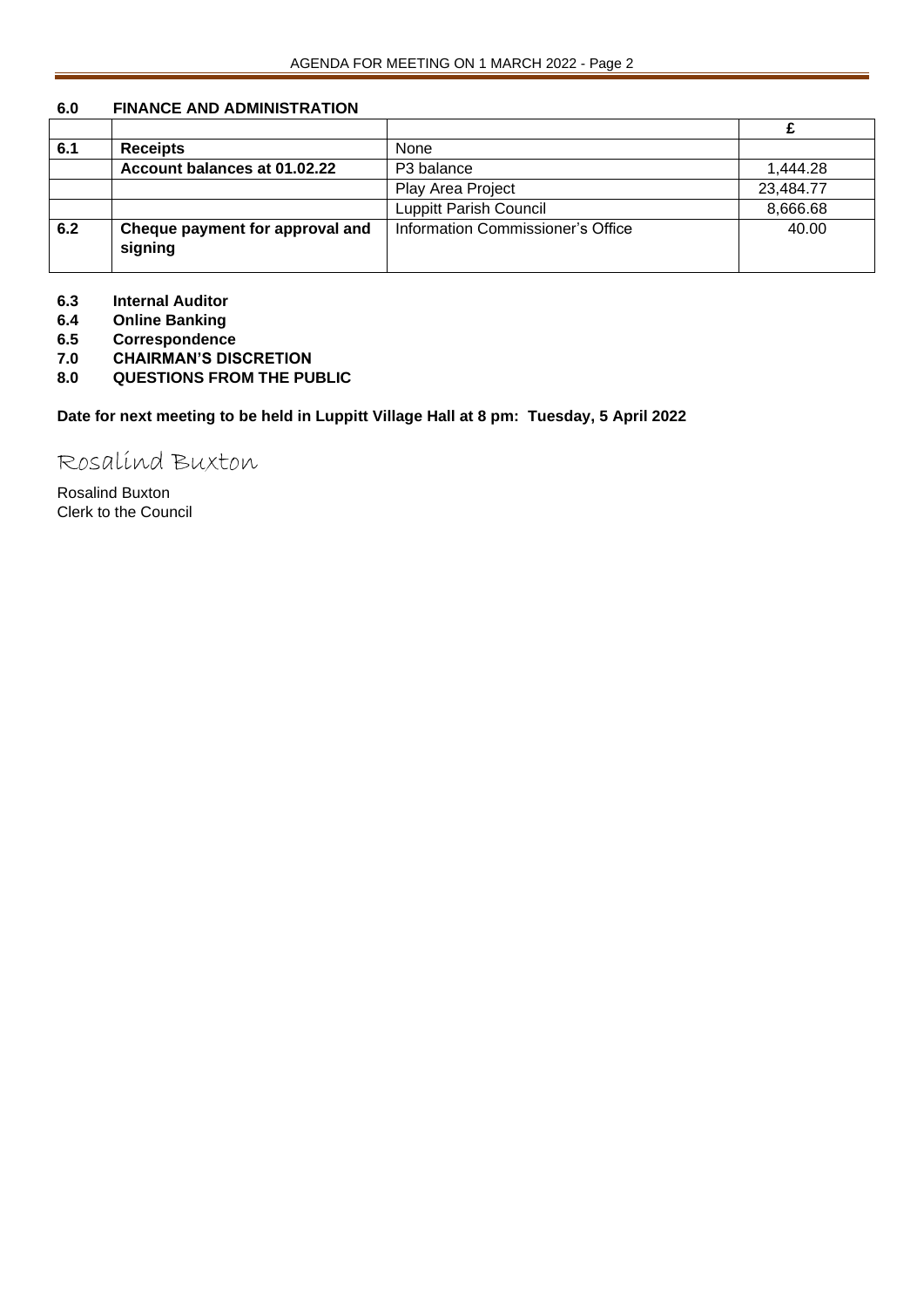### 6.0 FINANCE AND ADMINISTRATION

| | | | £ |
|---|---|---|---|
| **6.1** | **Receipts** | None | |
| | **Account balances at 01.02.22** | P3 balance | 1,444.28 |
| | | Play Area Project | 23,484.77 |
| | | Luppitt Parish Council | 8,666.68 |
| **6.2** | **Cheque payment for approval and signing** | Information Commissioner's Office | 40.00 |

**6.3 Internal Auditor**

**6.4 Online Banking**

**6.5 Correspondence**

**7.0 CHAIRMAN'S DISCRETION**

**8.0 QUESTIONS FROM THE PUBLIC**

**Date for next meeting to be held in Luppitt Village Hall at 8 pm: Tuesday, 5 April 2022**

Rosalind Buxton

Rosalind Buxton
Clerk to the Council